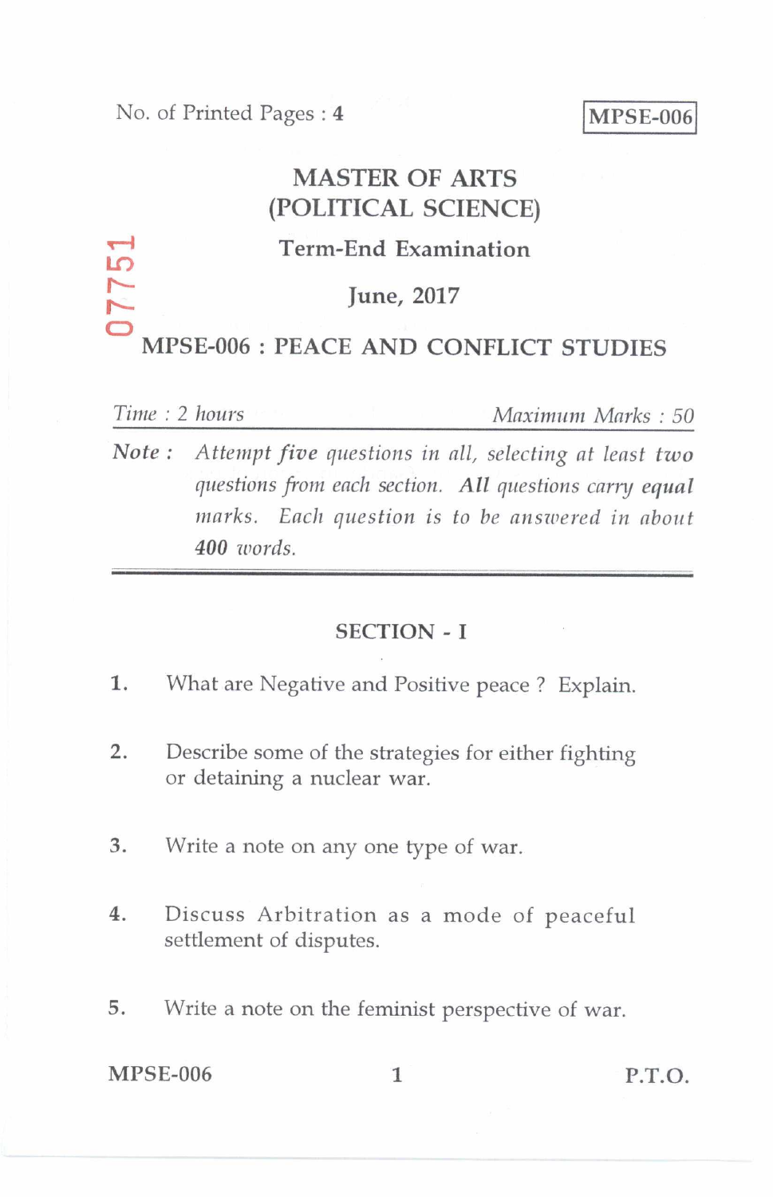No. of Printed Pages : **4**

**MPSE-006**

# MASTER OF ARTS (POLITICAL SCIENCE)

## Term-End Examination

## June, 2017

07751

## MPSE-006 : PEACE AND CONFLICT STUDIES

*Time : 2 hours* *Maximum Marks : 50*

**Note :** *Attempt **five** questions in all, selecting at least **two** questions from each section. **All** questions carry **equal** marks. Each question is to be answered in about **400** words.*

---

### SECTION - I

1. What are Negative and Positive peace ? Explain.

2. Describe some of the strategies for either fighting or detaining a nuclear war.

3. Write a note on any one type of war.

4. Discuss Arbitration as a mode of peaceful settlement of disputes.

5. Write a note on the feminist perspective of war.

P.T.O.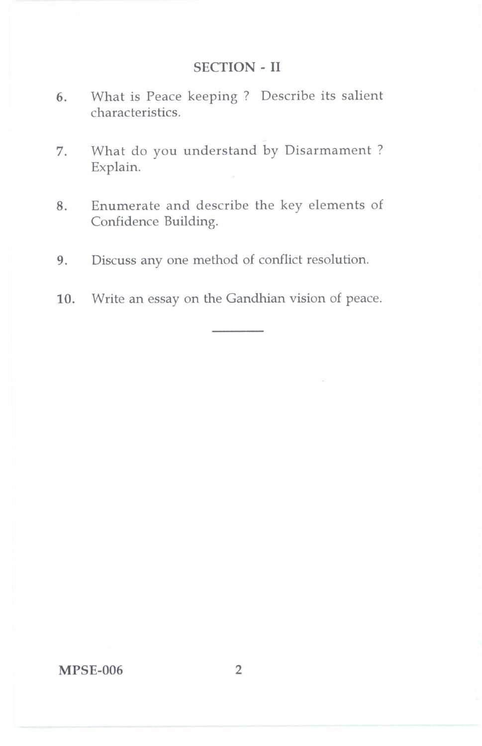## SECTION - II

6. What is Peace keeping ? Describe its salient characteristics.

7. What do you understand by Disarmament ? Explain.

8. Enumerate and describe the key elements of Confidence Building.

9. Discuss any one method of conflict resolution.

10. Write an essay on the Gandhian vision of peace.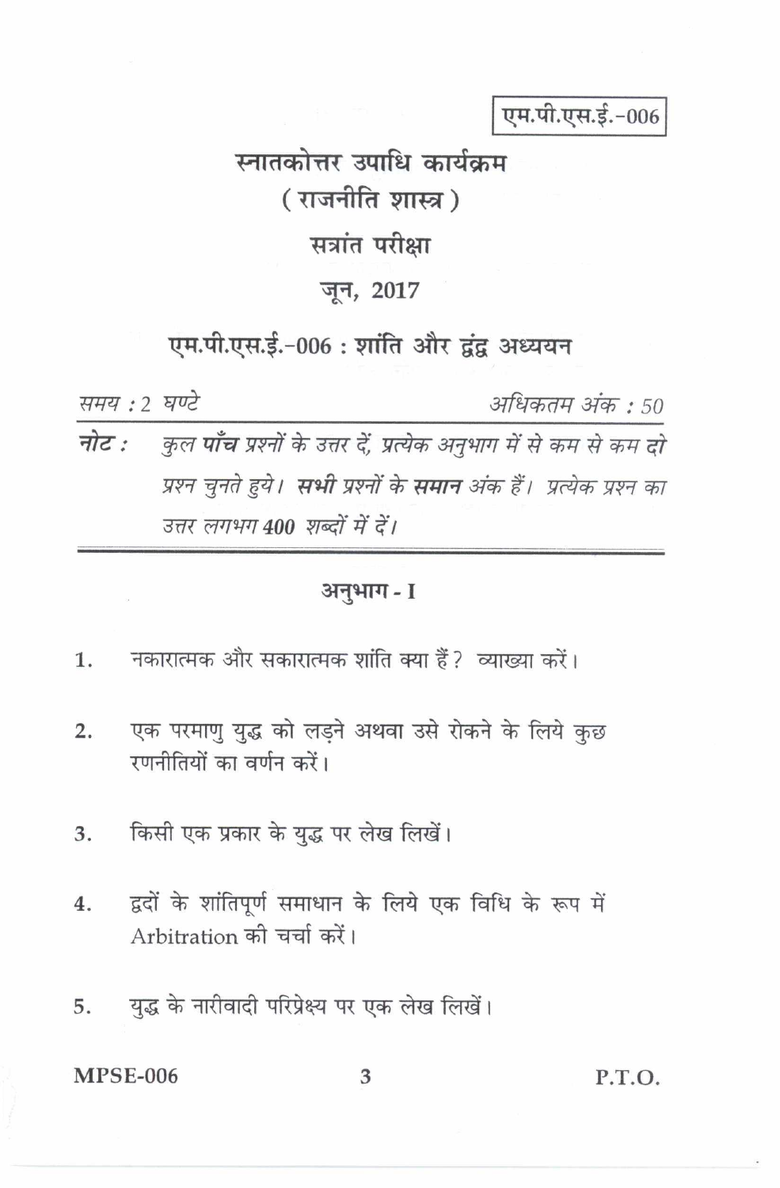एम.पी.एस.ई.-006

# स्नातकोत्तर उपाधि कार्यक्रम

## ( राजनीति शास्त्र )

## सत्रांत परीक्षा

## जून, 2017

## एम.पी.एस.ई.-006 : शांति और द्वंद्व अध्ययन

*समय : 2 घण्टे* *अधिकतम अंक : 50*

**नोट :** *कुल* ***पाँच*** *प्रश्नों के उत्तर दें, प्रत्येक अनुभाग में से कम से कम* ***दो*** *प्रश्न चुनते हुये।* ***सभी*** *प्रश्नों के* ***समान*** *अंक हैं। प्रत्येक प्रश्न का उत्तर लगभग* ***400*** *शब्दों में दें।*

### अनुभाग - I

1. नकारात्मक और सकारात्मक शांति क्या हैं? व्याख्या करें।

2. एक परमाणु युद्ध को लड़ने अथवा उसे रोकने के लिये कुछ रणनीतियों का वर्णन करें।

3. किसी एक प्रकार के युद्ध पर लेख लिखें।

4. द्वंदों के शांतिपूर्ण समाधान के लिये एक विधि के रूप में Arbitration की चर्चा करें।

5. युद्ध के नारीवादी परिप्रेक्ष्य पर एक लेख लिखें।

P.T.O.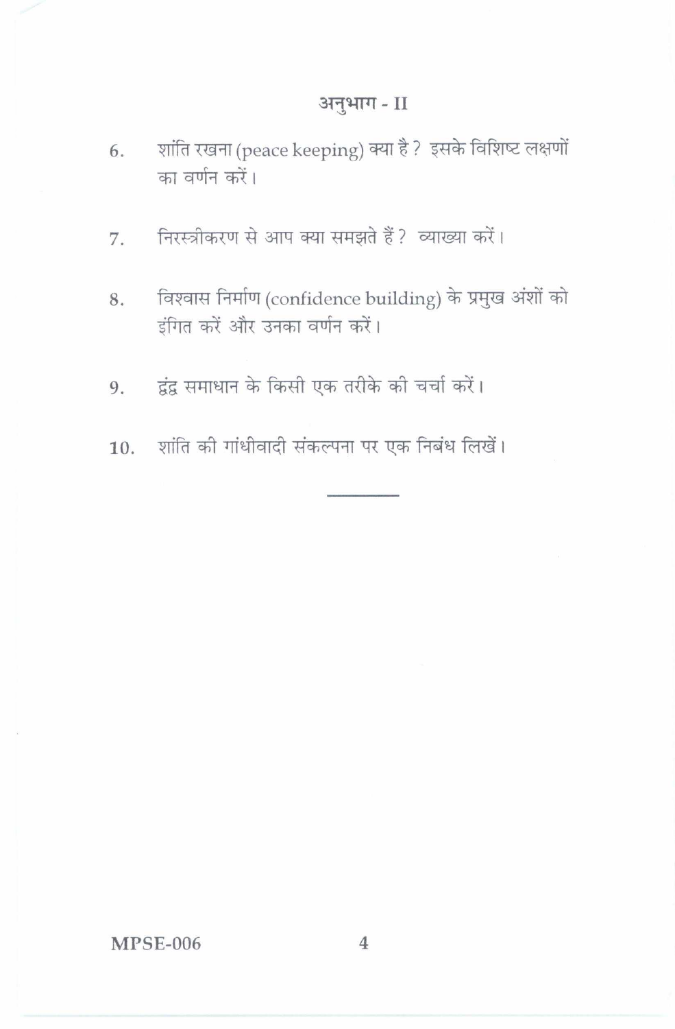## अनुभाग - II

6. शांति रखना (peace keeping) क्या है ? इसके विशिष्ट लक्षणों का वर्णन करें।

7. निरस्त्रीकरण से आप क्या समझते हैं ? व्याख्या करें।

8. विश्वास निर्माण (confidence building) के प्रमुख अंशों को इंगित करें और उनका वर्णन करें।

9. द्वंद्व समाधान के किसी एक तरीके की चर्चा करें।

10. शांति की गांधीवादी संकल्पना पर एक निबंध लिखें।

---